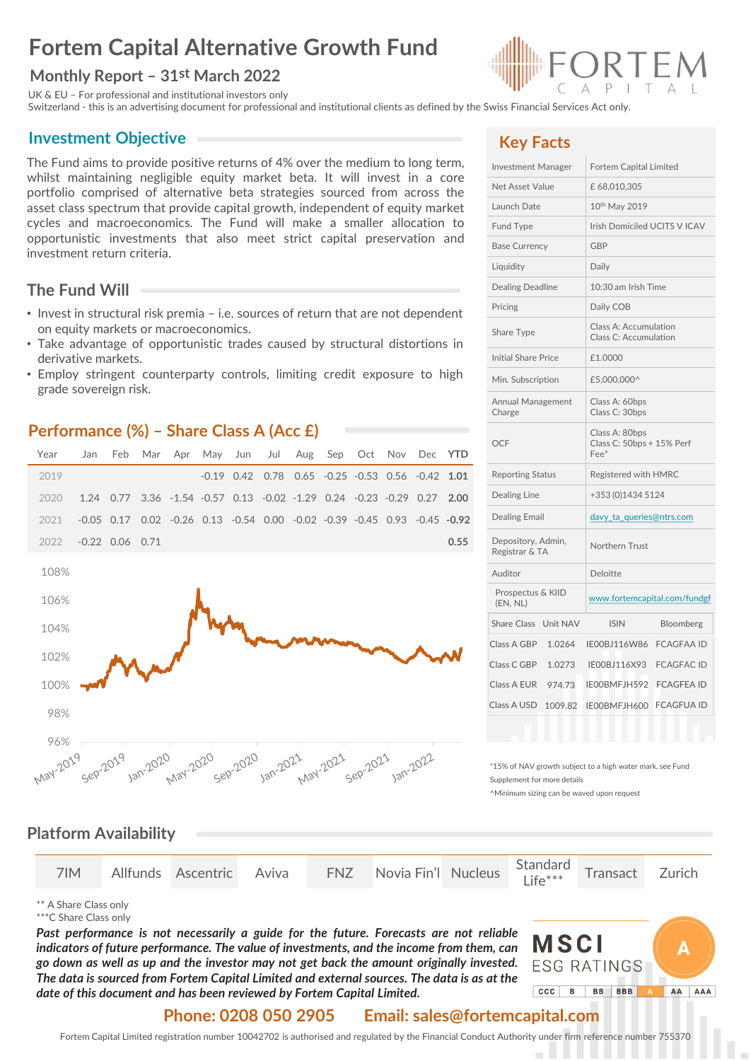# Fortem Capital Alternative Growth Fund

## Monthly Report – 31st March 2022

UK & EU – For professional and institutional investors only
Switzerland - this is an advertising document for professional and institutional clients as defined by the Swiss Financial Services Act only.

## Investment Objective

The Fund aims to provide positive returns of 4% over the medium to long term, whilst maintaining negligible equity market beta. It will invest in a core portfolio comprised of alternative beta strategies sourced from across the asset class spectrum that provide capital growth, independent of equity market cycles and macroeconomics. The Fund will make a smaller allocation to opportunistic investments that also meet strict capital preservation and investment return criteria.

## The Fund Will

- Invest in structural risk premia – i.e. sources of return that are not dependent on equity markets or macroeconomics.
- Take advantage of opportunistic trades caused by structural distortions in derivative markets.
- Employ stringent counterparty controls, limiting credit exposure to high grade sovereign risk.

## Performance (%) – Share Class A (Acc £)

| Year | Jan | Feb | Mar | Apr | May | Jun | Jul | Aug | Sep | Oct | Nov | Dec | YTD |
|---|---|---|---|---|---|---|---|---|---|---|---|---|---|
| 2019 | | | | | -0.19 | 0.42 | 0.78 | 0.65 | -0.25 | -0.53 | 0.56 | -0.42 | **1.01** |
| 2020 | 1.24 | 0.77 | 3.36 | -1.54 | -0.57 | 0.13 | -0.02 | -1.29 | 0.24 | -0.23 | -0.29 | 0.27 | **2.00** |
| 2021 | -0.05 | 0.17 | 0.02 | -0.26 | 0.13 | -0.54 | 0.00 | -0.02 | -0.39 | -0.45 | 0.93 | -0.45 | **-0.92** |
| 2022 | -0.22 | 0.06 | 0.71 | | | | | | | | | | **0.55** |

## Key Facts

| | |
|---|---|
| Investment Manager | Fortem Capital Limited |
| Net Asset Value | £ 68,010,305 |
| Launch Date | 10th May 2019 |
| Fund Type | Irish Domiciled UCITS V ICAV |
| Base Currency | GBP |
| Liquidity | Daily |
| Dealing Deadline | 10:30 am Irish Time |
| Pricing | Daily COB |
| Share Type | Class A: Accumulation<br>Class C: Accumulation |
| Initial Share Price | £1.0000 |
| Min. Subscription | £5,000,000^ |
| Annual Management Charge | Class A: 60bps<br>Class C: 30bps |
| OCF | Class A: 80bps<br>Class C: 50bps + 15% Perf Fee* |
| Reporting Status | Registered with HMRC |
| Dealing Line | +353 (0)1434 5124 |
| Dealing Email | davy_ta_queries@ntrs.com |
| Depository, Admin, Registrar & TA | Northern Trust |
| Auditor | Deloitte |
| Prospectus & KIID (EN, NL) | www.fortemcapital.com/fundgf |

| Share Class | Unit NAV | ISIN | Bloomberg |
|---|---|---|---|
| Class A GBP | 1.0264 | IE00BJ116W86 | FCAGFAA ID |
| Class C GBP | 1.0273 | IE00BJ116X93 | FCAGFAC ID |
| Class A EUR | 974.73 | IE00BMFJH592 | FCAGFEA ID |
| Class A USD | 1009.82 | IE00BMFJH600 | FCAGFUA ID |

*15% of NAV growth subject to a high water mark, see Fund Supplement for more details
^Minimum sizing can be waved upon request

## Platform Availability

| 7IM | Allfunds | Ascentric | Aviva | FNZ | Novia Fin'l | Nucleus | Standard Life*** | Transact | Zurich |
|---|---|---|---|---|---|---|---|---|---|

** A Share Class only
***C Share Class only

***Past performance is not necessarily a guide for the future. Forecasts are not reliable indicators of future performance. The value of investments, and the income from them, can go down as well as up and the investor may not get back the amount originally invested. The data is sourced from Fortem Capital Limited and external sources. The data is as at the date of this document and has been reviewed by Fortem Capital Limited.***

MSCI ESG RATINGS: A (CCC | B | BB | BBB | A | AA | AAA)

**Phone: 0208 050 2905** **Email: sales@fortemcapital.com**

Fortem Capital Limited registration number 10042702 is authorised and regulated by the Financial Conduct Authority under firm reference number 755370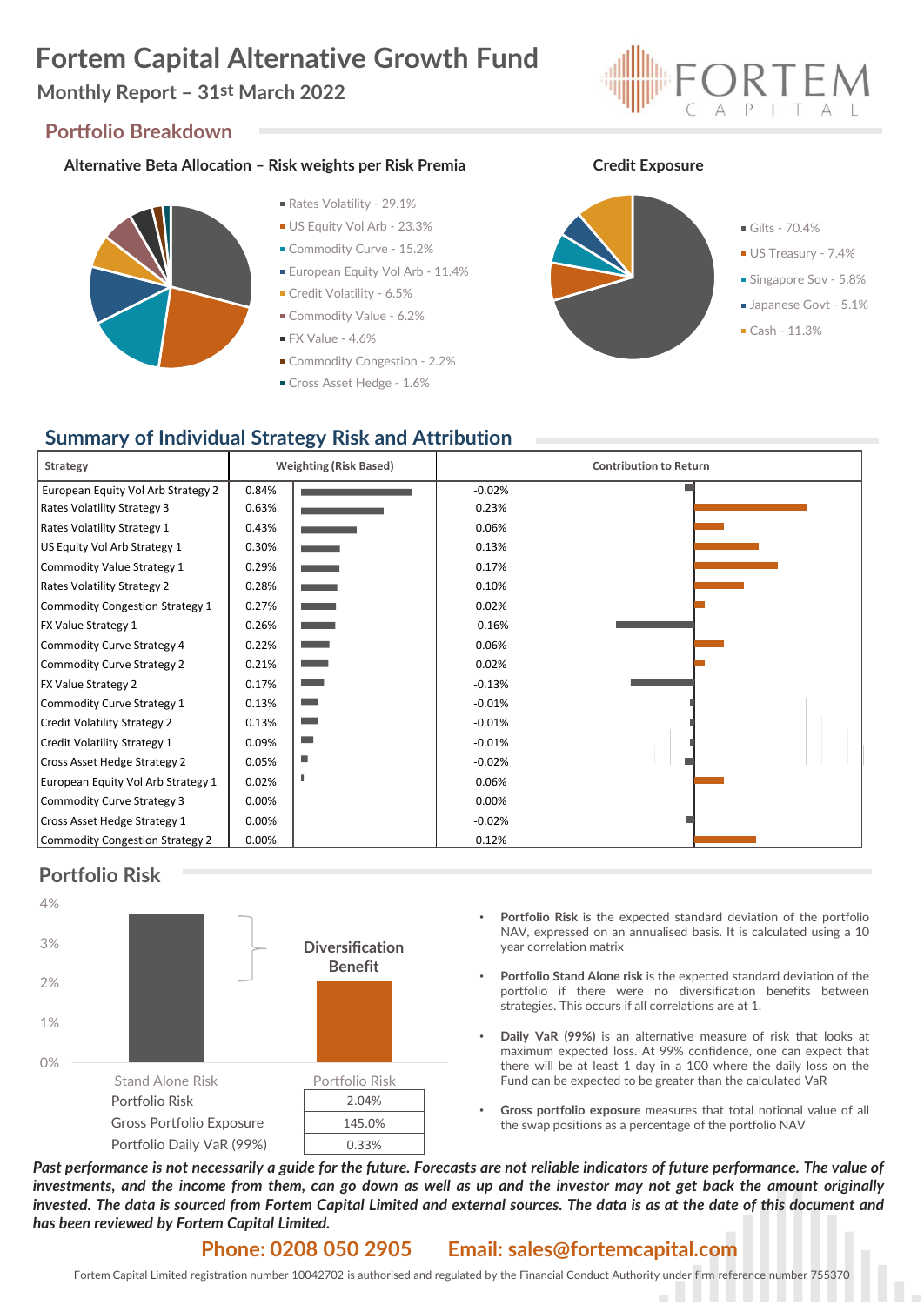# Fortem Capital Alternative Growth Fund

## Monthly Report – 31st March 2022

## Portfolio Breakdown

### Alternative Beta Allocation – Risk weights per Risk Premia

- Rates Volatility - 29.1%
- US Equity Vol Arb - 23.3%
- Commodity Curve - 15.2%
- European Equity Vol Arb - 11.4%
- Credit Volatility - 6.5%
- Commodity Value - 6.2%
- FX Value - 4.6%
- Commodity Congestion - 2.2%
- Cross Asset Hedge - 1.6%

### Credit Exposure

- Gilts - 70.4%
- US Treasury - 7.4%
- Singapore Sov - 5.8%
- Japanese Govt - 5.1%
- Cash - 11.3%

## Summary of Individual Strategy Risk and Attribution

| Strategy | Weighting (Risk Based) | Contribution to Return |
|---|---|---|
| European Equity Vol Arb Strategy 2 | 0.84% | -0.02% |
| Rates Volatility Strategy 3 | 0.63% | 0.23% |
| Rates Volatility Strategy 1 | 0.43% | 0.06% |
| US Equity Vol Arb Strategy 1 | 0.30% | 0.13% |
| Commodity Value Strategy 1 | 0.29% | 0.17% |
| Rates Volatility Strategy 2 | 0.28% | 0.10% |
| Commodity Congestion Strategy 1 | 0.27% | 0.02% |
| FX Value Strategy 1 | 0.26% | -0.16% |
| Commodity Curve Strategy 4 | 0.22% | 0.06% |
| Commodity Curve Strategy 2 | 0.21% | 0.02% |
| FX Value Strategy 2 | 0.17% | -0.13% |
| Commodity Curve Strategy 1 | 0.13% | -0.01% |
| Credit Volatility Strategy 2 | 0.13% | -0.01% |
| Credit Volatility Strategy 1 | 0.09% | -0.01% |
| Cross Asset Hedge Strategy 2 | 0.05% | -0.02% |
| European Equity Vol Arb Strategy 1 | 0.02% | 0.06% |
| Commodity Curve Strategy 3 | 0.00% | 0.00% |
| Cross Asset Hedge Strategy 1 | 0.00% | -0.02% |
| Commodity Congestion Strategy 2 | 0.00% | 0.12% |

## Portfolio Risk

| | Portfolio Risk |
|---|---|
| Portfolio Risk | 2.04% |
| Gross Portfolio Exposure | 145.0% |
| Portfolio Daily VaR (99%) | 0.33% |

- **Portfolio Risk** is the expected standard deviation of the portfolio NAV, expressed on an annualised basis. It is calculated using a 10 year correlation matrix
- **Portfolio Stand Alone risk** is the expected standard deviation of the portfolio if there were no diversification benefits between strategies. This occurs if all correlations are at 1.
- **Daily VaR (99%)** is an alternative measure of risk that looks at maximum expected loss. At 99% confidence, one can expect that there will be at least 1 day in a 100 where the daily loss on the Fund can be expected to be greater than the calculated VaR
- **Gross portfolio exposure** measures that total notional value of all the swap positions as a percentage of the portfolio NAV

***Past performance is not necessarily a guide for the future. Forecasts are not reliable indicators of future performance. The value of investments, and the income from them, can go down as well as up and the investor may not get back the amount originally invested. The data is sourced from Fortem Capital Limited and external sources. The data is as at the date of this document and has been reviewed by Fortem Capital Limited.***

**Phone: 0208 050 2905 Email: sales@fortemcapital.com**

Fortem Capital Limited registration number 10042702 is authorised and regulated by the Financial Conduct Authority under firm reference number 755370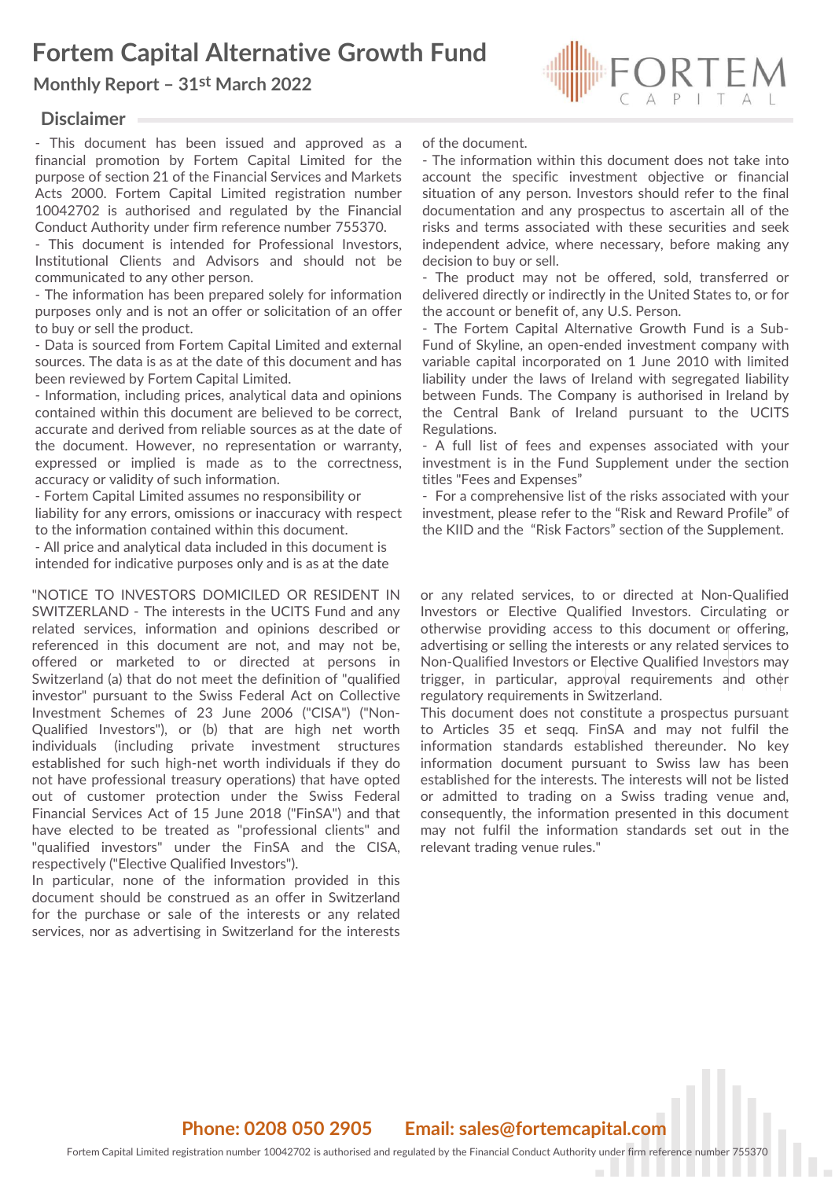# Fortem Capital Alternative Growth Fund

## Monthly Report – 31st March 2022

## Disclaimer

- This document has been issued and approved as a financial promotion by Fortem Capital Limited for the purpose of section 21 of the Financial Services and Markets Acts 2000. Fortem Capital Limited registration number 10042702 is authorised and regulated by the Financial Conduct Authority under firm reference number 755370.
- This document is intended for Professional Investors, Institutional Clients and Advisors and should not be communicated to any other person.
- The information has been prepared solely for information purposes only and is not an offer or solicitation of an offer to buy or sell the product.
- Data is sourced from Fortem Capital Limited and external sources. The data is as at the date of this document and has been reviewed by Fortem Capital Limited.
- Information, including prices, analytical data and opinions contained within this document are believed to be correct, accurate and derived from reliable sources as at the date of the document. However, no representation or warranty, expressed or implied is made as to the correctness, accuracy or validity of such information.
- Fortem Capital Limited assumes no responsibility or liability for any errors, omissions or inaccuracy with respect to the information contained within this document.
- All price and analytical data included in this document is intended for indicative purposes only and is as at the date of the document.
- The information within this document does not take into account the specific investment objective or financial situation of any person. Investors should refer to the final documentation and any prospectus to ascertain all of the risks and terms associated with these securities and seek independent advice, where necessary, before making any decision to buy or sell.
- The product may not be offered, sold, transferred or delivered directly or indirectly in the United States to, or for the account or benefit of, any U.S. Person.
- The Fortem Capital Alternative Growth Fund is a Sub-Fund of Skyline, an open-ended investment company with variable capital incorporated on 1 June 2010 with limited liability under the laws of Ireland with segregated liability between Funds. The Company is authorised in Ireland by the Central Bank of Ireland pursuant to the UCITS Regulations.
- A full list of fees and expenses associated with your investment is in the Fund Supplement under the section titles "Fees and Expenses"
- For a comprehensive list of the risks associated with your investment, please refer to the "Risk and Reward Profile" of the KIID and the "Risk Factors" section of the Supplement.

"NOTICE TO INVESTORS DOMICILED OR RESIDENT IN SWITZERLAND - The interests in the UCITS Fund and any related services, information and opinions described or referenced in this document are not, and may not be, offered or marketed to or directed at persons in Switzerland (a) that do not meet the definition of "qualified investor" pursuant to the Swiss Federal Act on Collective Investment Schemes of 23 June 2006 ("CISA") ("Non-Qualified Investors"), or (b) that are high net worth individuals (including private investment structures established for such high-net worth individuals if they do not have professional treasury operations) that have opted out of customer protection under the Swiss Federal Financial Services Act of 15 June 2018 ("FinSA") and that have elected to be treated as "professional clients" and "qualified investors" under the FinSA and the CISA, respectively ("Elective Qualified Investors").

In particular, none of the information provided in this document should be construed as an offer in Switzerland for the purchase or sale of the interests or any related services, nor as advertising in Switzerland for the interests or any related services, to or directed at Non-Qualified Investors or Elective Qualified Investors. Circulating or otherwise providing access to this document or offering, advertising or selling the interests or any related services to Non-Qualified Investors or Elective Qualified Investors may trigger, in particular, approval requirements and other regulatory requirements in Switzerland.

This document does not constitute a prospectus pursuant to Articles 35 et seqq. FinSA and may not fulfil the information standards established thereunder. No key information document pursuant to Swiss law has been established for the interests. The interests will not be listed or admitted to trading on a Swiss trading venue and, consequently, the information presented in this document may not fulfil the information standards set out in the relevant trading venue rules."

**Phone: 0208 050 2905 Email: sales@fortemcapital.com**